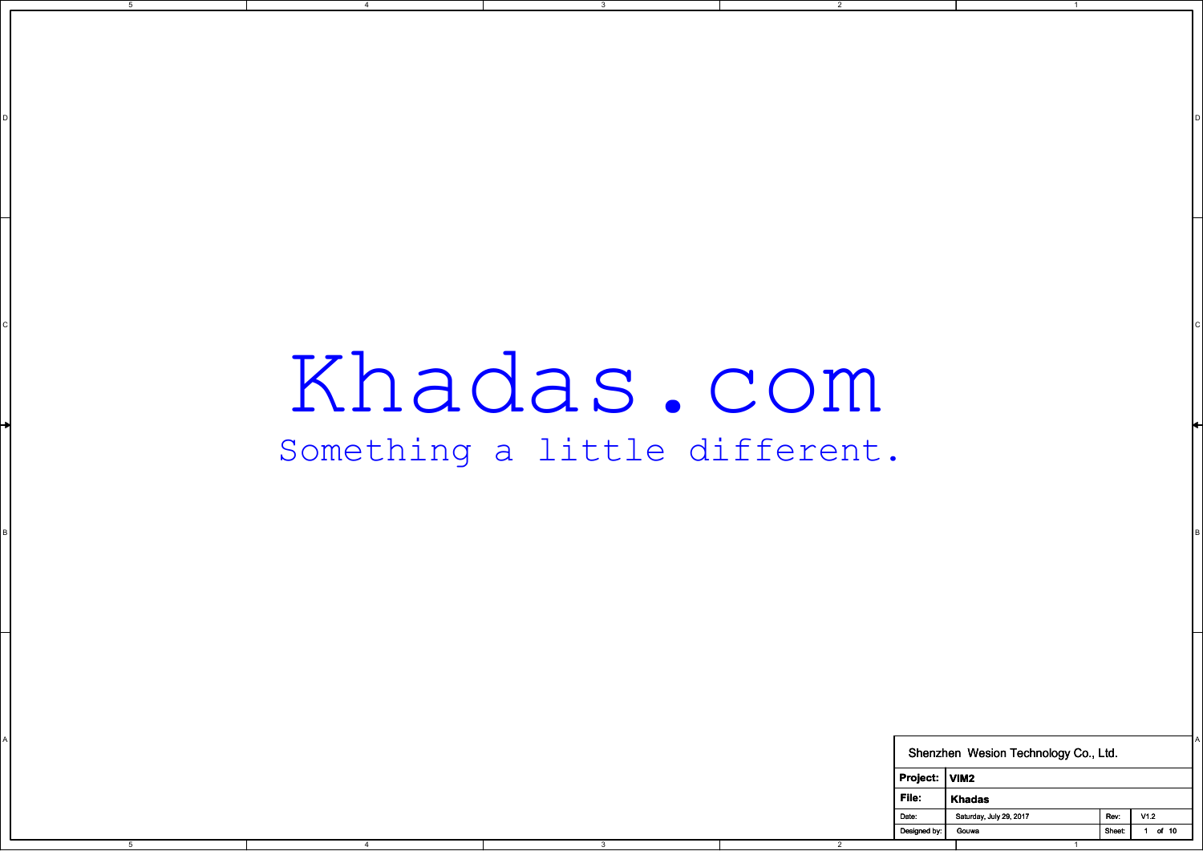# Khadas.com

Something a little different.

| Shenzhen Wesion Technology Co., Ltd. | | | |
|---|---|---|---|
| **Project:** | **VIM2** | | |
| **File:** | **Khadas** | | |
| Date: | Saturday, July 29, 2017 | Rev: | V1.2 |
| Designed by: | Gouwa | Sheet: | 1 of 10 |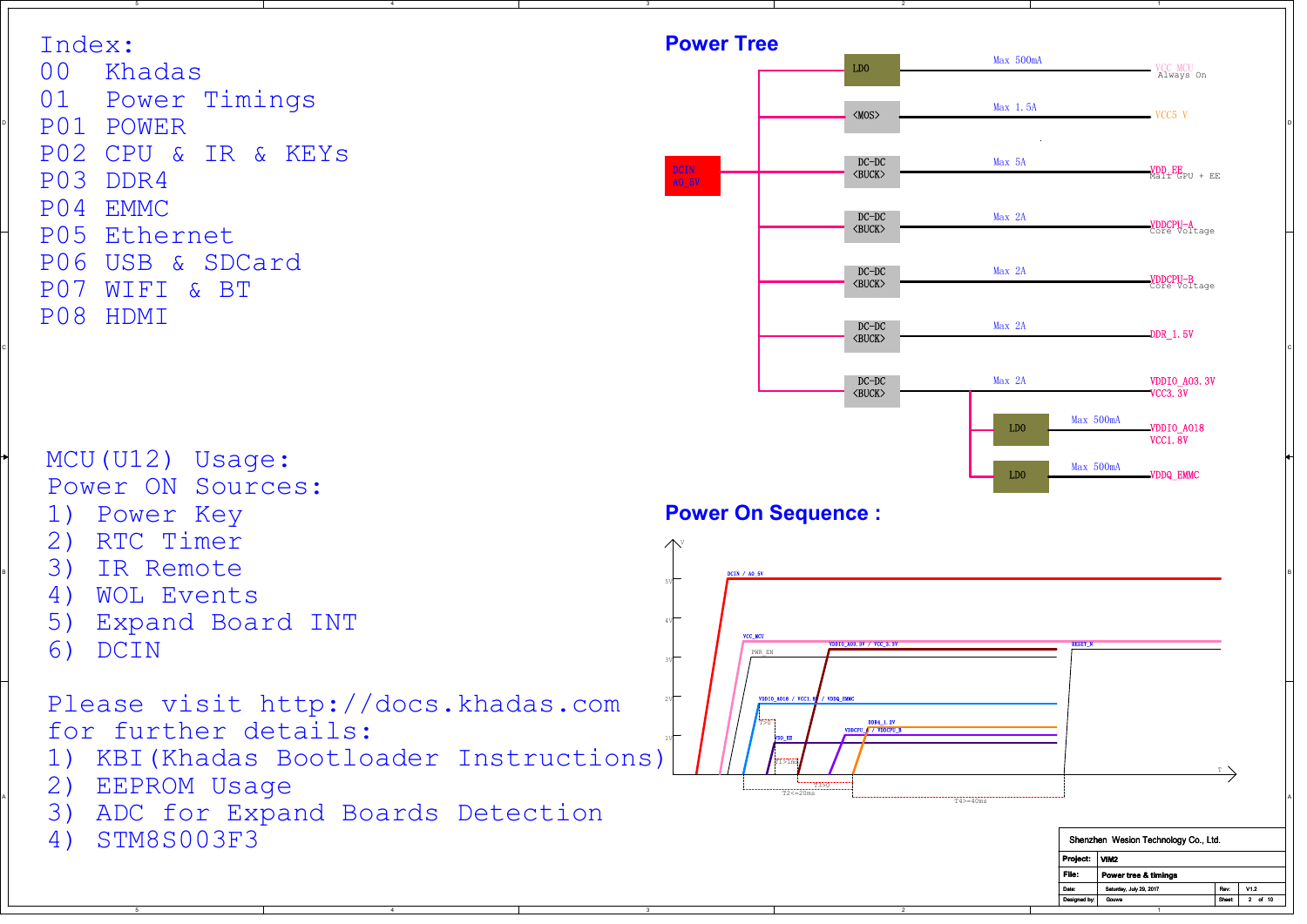Index:

00 Khadas
01 Power Timings
P01 POWER
P02 CPU & IR & KEYs
P03 DDR4
P04 EMMC
P05 Ethernet
P06 USB & SDCard
P07 WIFI & BT
P08 HDMI

## Power Tree

DCIN AO_5V

| Regulator | Max Current | Output |
|---|---|---|
| LDO | Max 500mA | VCC_MCU (Always On) |
| <MOS> | Max 1.5A | VCC5V |
| DC-DC <BUCK> | Max 5A | VDD_EE (Mali GPU + EE) |
| DC-DC <BUCK> | Max 2A | VDDCPU-A (Core Voltage) |
| DC-DC <BUCK> | Max 2A | VDDCPU-B (Core Voltage) |
| DC-DC <BUCK> | Max 2A | DDR_1.5V |
| DC-DC <BUCK> | Max 2A | VDDIO_AO3.3V / VCC3.3V |
| LDO (from VCC3.3V) | Max 500mA | VDDIO_AO18 / VCC1.8V |
| LDO (from VCC3.3V) | Max 500mA | VDDQ_EMMC |

## Power On Sequence :

DCIN / AO_5V; VCC_MCU; PWR_EN; VDDIO_AO3.3V / VCC_3.3V; RESET_N; VDDIO_AO18 / VCC1.8V / VDDQ_EMMC; DDR4_1.2V; VDDCPU_A / VDDCPU_B; VDD_EE

T1>1ms; T2<=20ms; T3>0; T4>=40ms

MCU(U12) Usage:

Power ON Sources:

1) Power Key
2) RTC Timer
3) IR Remote
4) WOL Events
5) Expand Board INT
6) DCIN

Please visit http://docs.khadas.com for further details:

1) KBI(Khadas Bootloader Instructions)
2) EEPROM Usage
3) ADC for Expand Boards Detection
4) STM8S003F3

| Shenzhen Wesion Technology Co., Ltd. | | | |
|---|---|---|---|
| Project: | VIM2 | | |
| File: | Power tree & timings | | |
| Date: | Saturday, July 29, 2017 | Rev: | V1.2 |
| Designed by: | Gouwa | Sheet | 2 of 10 |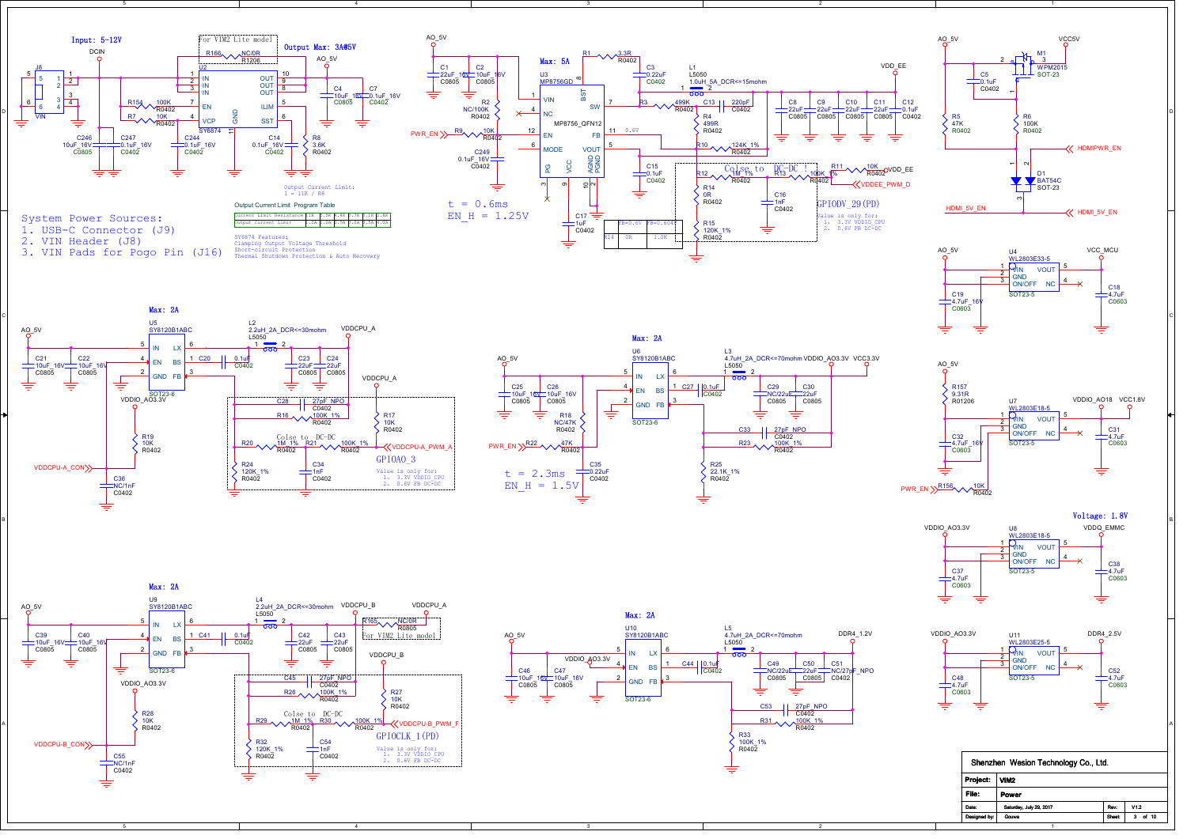Input: 5-12V

For VIM2 Lite model

Output Max: 3A@5V

System Power Sources:
1. USB-C Connector (J9)
2. VIN Header (J8)
3. VIN Pads for Pogo Pin (J16)

Output Current Limit: I = 11K / R8

Output Current Limit Program Table

| Current Limit Resistance | 11K | 5.5K | 4.4K | 3.7K | 3.1K | 2.8K |
|---|---|---|---|---|---|---|
| Output Current Limit | 1.0A | 2.0A | 2.5A | 3.0A | 3.5A | 4.0A |

SY6874 Features:
Clamping Output Voltage Threshold
Short-circuit Protection
Thermal Shutdown Protection & Auto Recovery

Max: 5A

t = 0.6ms
EN_H = 1.25V

| | FB=0.6V | FB=0.604V |
|---|---|---|
| R14 | 0R | 1.0K |

Colse to DC-DC !

GPIODV_29(PD)

Value is only for:
1. 3.3V VDDIO_CPU
2. 0.6V FB DC-DC

Max: 2A

Colse to DC-DC

GPIOAO_3

Value is only for:
1. 3.3V VDDIO_CPU
2. 0.6V FB DC-DC

Max: 2A

t = 2.3ms
EN_H = 1.5V

Voltage: 1.8V

Max: 2A

For VIM2 Lite model

Colse to DC-DC

GPIOCLK_1(PD)

Value is only for:
1. 3.3V VDDIO_CPU
2. 0.6V FB DC-DC

Max: 2A

| | |
|---|---|
| Shenzhen Wesion Technology Co., Ltd. | |
| Project: | VIM2 |
| File: | Power |
| Date: | Saturday, July 29, 2017 |
| Designed by: | Gouwa |
| Rev: | V1.2 |
| Sheet | 3 of 10 |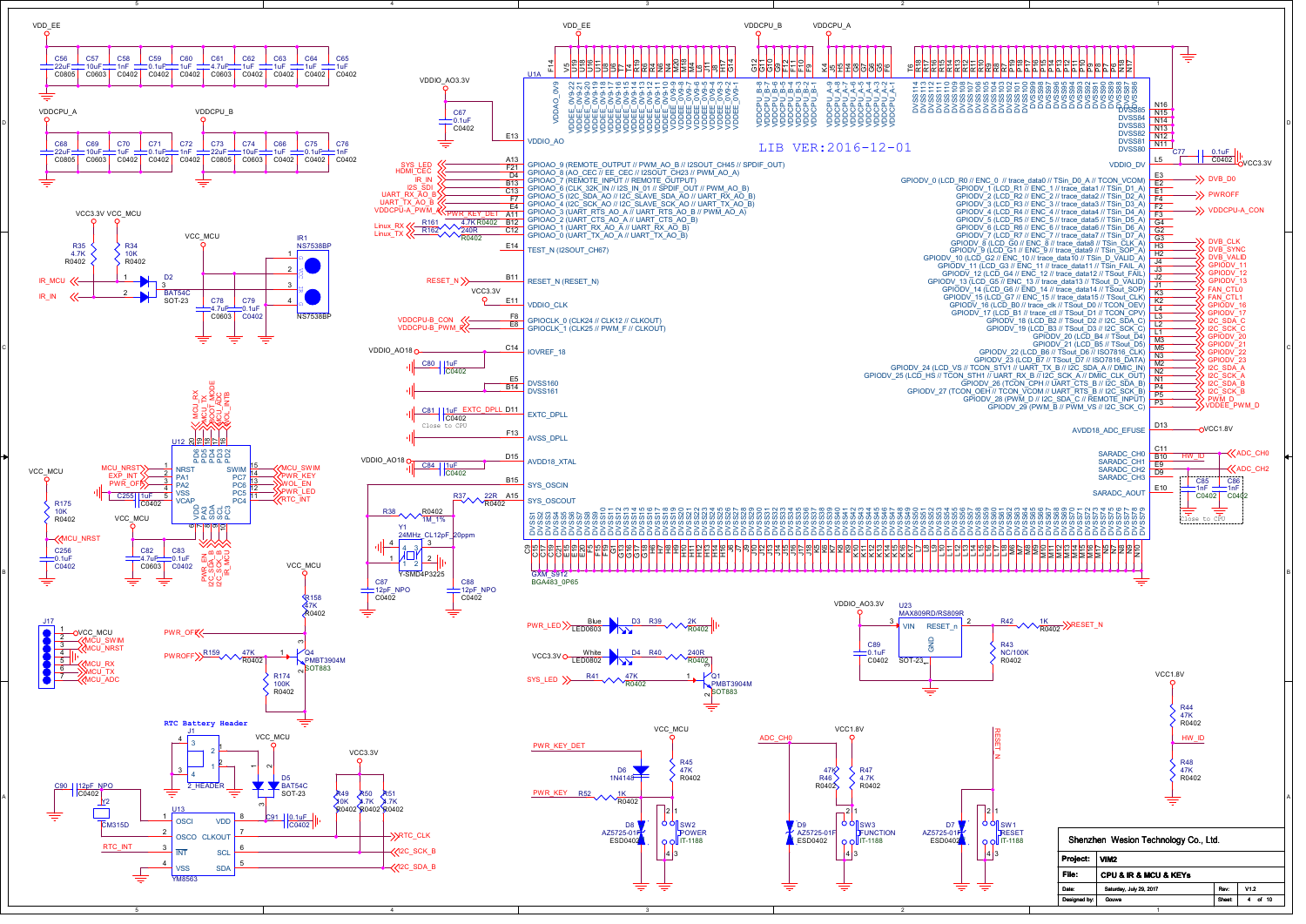LIB VER:2016-12-01

RTC Battery Header

| Shenzhen Wesion Technology Co., Ltd. | | | |
|---|---|---|---|
| Project: | VIM2 | | |
| File: | CPU & IR & MCU & KEYs | Rev: | V1.2 |
| Date: | Saturday, July 29, 2017 | Sheet | 4 of 10 |
| Designed by: | Gouwa | | |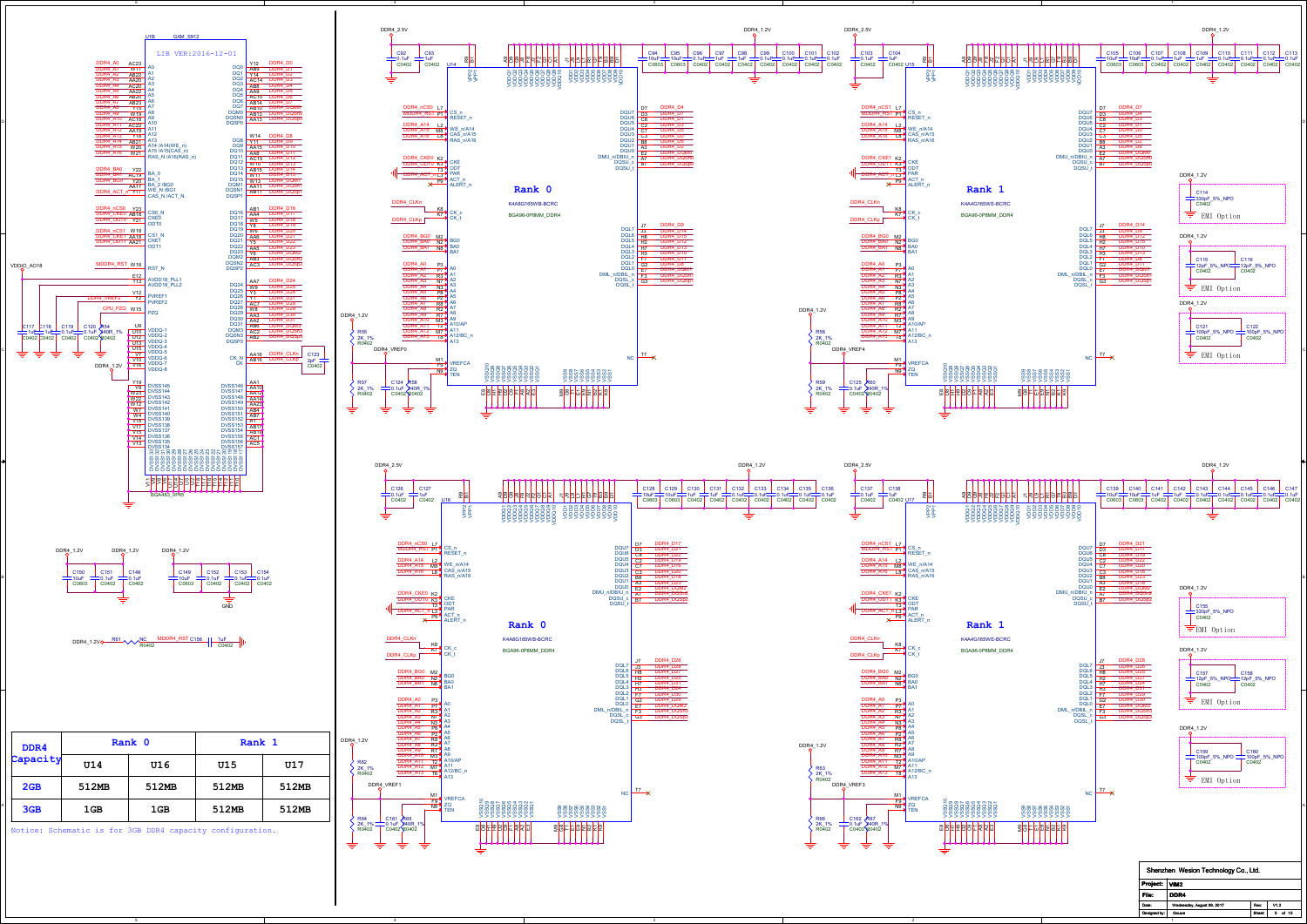| DDR4 Capacity | Rank 0 | | Rank 1 | |
|---|---|---|---|---|
| | U14 | U16 | U15 | U17 |
| 2GB | 512MB | 512MB | 512MB | 512MB |
| 3GB | 1GB | 1GB | 512MB | 512MB |

Notice: Schematic is for 3GB DDR4 capacity configuration.

Shenzhen Wesion Technology Co., Ltd.

| Project: | VIM2 | | |
|---|---|---|---|
| File: | DDR4 | | |
| Date: | Wednesday, August 09, 2017 | Rev: | V1.2 |
| Designed by: | Gouwa | Sheet: | 5 of 10 |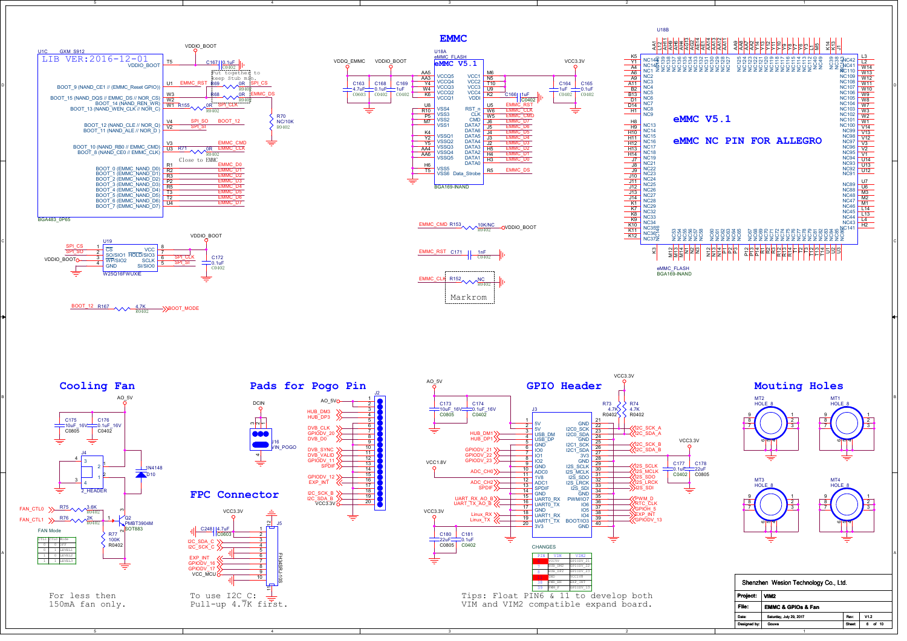# EMMC

LIB VER:2016-12-01

U1C GXM_S912 — BGA483_0P65

- VDDIO_BOOT
- T5 — C167 0.1uF C0402 — Put together to keep stub min.
- U1 BOOT_9 (NAND_CE1 // (EMMC_Reset GPIO)) — EMMC_RST — R69 0R R0402 — SPI_CS
- W3 BOOT_15 (NAND_DQS // EMMC_DS // NOR_CS) — R68 0R R0402 — EMMC_DS
- W2 BOOT_14 (NAND_REN_WR)
- W1 BOOT_13 (NAND_WEN_CLK // NOR_C) — R155 0R R0402 — SPI_CLK
- V4 BOOT_12 (NAND_CLE // NOR_Q) — SPI_SO — BOOT_12
- V2 BOOT_11 (NAND_ALE // NOR_D) — SPI_SI
- R70 NC/10K R0402
- V3 BOOT_10 (NAND_RB0 // EMMC_CMD) — EMMC_CMD
- U3 BOOT_8 (NAND_CE0 // EMMC_CLK) — R71 0R R0402 — EMMC_CLK — Close to EMMC
- R1 BOOT_0 (EMMC_NAND_D0) — EMMC_D0
- R2 BOOT_1 (EMMC_NAND_D1) — EMMC_D1
- R3 BOOT_2 (EMMC_NAND_D2) — EMMC_D2
- P2 BOOT_3 (EMMC_NAND_D3) — EMMC_D3
- R5 BOOT_4 (EMMC_NAND_D4) — EMMC_D4
- T3 BOOT_5 (EMMC_NAND_D5) — EMMC_D5
- T2 BOOT_6 (EMMC_NAND_D6) — EMMC_D6
- U4 BOOT_7 (EMMC_NAND_D7) — EMMC_D7

U19 W25Q16FWUXIE (VDDIO_BOOT): 1 CS — SPI_CS; 2 SO/SIO1 — SPI_SO; 3 WP/SIO2; 4 GND; 8 VCC; 7 HOLD/SIO3; 6 SCLK — SPI_CLK; 5 SI/SIO0 — SPI_SI; C172 0.1uF C0402

BOOT_12 — R167 4.7K R0402 — BOOT_MODE

U18A eMMC_FLASH eMMC V5.1 — BGA169-INAND

- VDDQ_EMMC, VDDIO_BOOT: C163 4.7uF C0603, C168 0.1uF C0402, C169 1uF C0402
- AA5 VCCQ5, AA3 VCCQ4, Y4 VCCQ3, W4 VCCQ2, K6 VCCQ1
- M6 VCC1, N5 VCC2, T10 VCC3, U9 VCC4, K2 VDDI — C166 1uF C0402
- VCC3.3V: C164 1uF C0402, C165 0.1uF C0402
- U8 VSS4, R10 VSS3, P5 VSS2, M7 VSS1
- U5 RST_n — EMMC_RST; W6 CLK — EMMC_CLK; W5 CMD — EMMC_CMD
- J6 DATA7 — EMMC_D7; J5 DATA6 — EMMC_D6; J4 DATA5 — EMMC_D5; J3 DATA4 — EMMC_D4; J2 DATA3 — EMMC_D3; H5 DATA2 — EMMC_D2; H4 DATA1 — EMMC_D1; H3 DATA0 — EMMC_D0
- K4, Y2 VSSQ1, Y5 VSSQ2, AA4 VSSQ3, AA6 VSSQ4, VSSQ5
- H6, T5 VSS5, VSS6; R5 Data_Strobe — EMMC_DS

EMMC_CMD — R153 10K/NC R0402 — VDDIO_BOOT

EMMC_RST — C171 1nF C0402

EMMC_CLK — R152 NC R0402 — Markrom

U18B eMMC_FLASH BGA169-INAND — eMMC V5.1 — eMMC NC PIN FOR ALLEGRO

# Cooling Fan

AO_5V: C175 10uF_16V C0805, C176 0.1uF_16V C0402

J4 2_HEADER; D10 1N4148

FAN_CTL0 — R75 3.6K R0402; FAN_CTL1 — R76 2K R0402; Q2 PMBT3904M SOT883; R77 100K R0402

FAN Mode

| CTL1 | CTL0 | Mode |
|---|---|---|
| 0 | 0 | OFF |
| 0 | 1 | LEVEL1 |
| 1 | 0 | LEVEL2 |
| 1 | 1 | LEVEL3 |

For less then 150mA fan only.

# Pads for Pogo Pin

DCIN — J16 VIN_POGO

J2: 1,2 AO_5V; 3 HUB_DM3; 4 HUB_DP3; 6 DVB_CLK; 7 GPIODV_20; 8 DVB_D0; 10 DVB_SYNC; 11 DVB_VALID; 12 GPIODV_11; 13 SPDIF; 15 GPIODV_12; 16 EXP_INT; 18 I2C_SCK_B; 19 I2C_SDA_B; 20 VCC3.3V

# FPC Connector

VCC3.3V — C248 4.7uF C0603

J5 FH34SRJ-10S: 2; 3 I2C_SDA_C; 4 I2C_SCK_C; 6 EXP_INT; 7 GPIODV_16; 8 GPIODV_17; 9 VCC_MCU

To use I2C_C: Pull-up 4.7K first.

# GPIO Header

AO_5V: C173 10uF_16V C0805, C174 0.1uF_16V C0402

J3:

| Pin | Signal | Pin | Signal |
|---|---|---|---|
| 1 | 5V | 21 | GND |
| 2 | 5V | 22 | I2C0_SCK (I2C_SCK_A) |
| 3 | USB_DM (HUB_DM1) | 23 | I2C0_SDA (I2C_SDA_A) |
| 4 | USB_DP (HUB_DP1) | 24 | GND |
| 5 | GND | 25 | I2C1_SCK (I2C_SCK_B) |
| 6 | IO0 (GPIODV_21) | 26 | I2C1_SDA (I2C_SDA_B) |
| 7 | IO1 (GPIODV_22) | 27 | 3V3 |
| 8 | IO2 (GPIODV_23) | 28 | GND |
| 9 | GND | 29 | I2S_SCLK |
| 10 | ADC0 (ADC_CH0) | 30 | I2S_MCLK |
| 11 | 1V8 (VCC1.8V) | 31 | I2S_SDO |
| 12 | ADC1 (ADC_CH2) | 32 | I2S_LRCK |
| 13 | SPDIF | 33 | I2S_SDI |
| 14 | GND | 34 | GND |
| 15 | UART0_RX (UART_RX_AO_B) | 35 | PWM/IO7 (PWM_D) |
| 16 | UART0_TX (UART_TX_AO_B) | 36 | IO6 (RTC_CLK) |
| 17 | GND | 37 | IO5 (GPIOH_5) |
| 18 | UART1_RX (Linux_RX) | 38 | IO4 (EXP_INT) |
| 19 | UART1_TX (Linux_TX) | 39 | BOOT/IO3 (GPIODV_13) |
| 20 | 3V3 | 40 | GND |

VCC3.3V: R73 4.7K R0402, R74 4.7K R0402; C177 0.1uF C0402, C178 22uF C0805; C180 22uF C0805, C181 0.1uF C0402

CHANGES

| PIN | VIM | VIM2 |
|---|---|---|
| 6 | VCCIO | GPIODV_21 |
| 7 | HUB_DM2 | GPIODV_22 |
| 8 | HUB_DP2 | GPIODV_23 |
| 11 | GND | VCC1V8 |
| 38 | PWR_EN | EXP_INT |
| 39 | PWR_F | GPIODV_13 |

Tips: Float PIN6 & 11 to develop both VIM and VIM2 compatible expand board.

# Mouting Holes

MT1 HOLE_8, MT2 HOLE_8, MT3 HOLE_8, MT4 HOLE_8

| | |
|---|---|
| Shenzhen Wesion Technology Co., Ltd. | |
| Project: | VIM2 |
| File: | EMMC & GPIOs & Fan |
| Rev: | V1.2 |
| Date: | Saturday, July 29, 2017 |
| Designed by: | Gouwa |
| Sheet | 6 of 10 |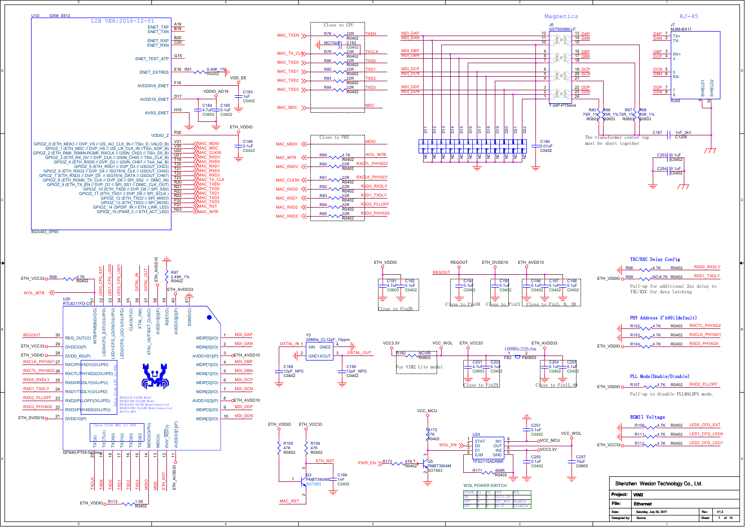Magnetics

RJ-45

U1D GXM_S912

LIB VER:2016-12-01

BGA483_0P65

| Pin | Signal |
|---|---|
| A19 | ENET_TXP |
| B19 | ENET_TXN |
| B20 | ENET_RXP |
| C20 | ENET_RXN |
| G15 | ENET_TEST_ATP |
| E16 | ENET_EXTRES |
| F16 | AVDD0V9_ENET |
| D17 | AVDD18_ENET |
| H15 | AVSS_ENET |
| P20 | VDDIO_Z |
| V21 | GPIOZ_0 (ETH_MDIO // DVP_VS // I2S_AO_CLK_IN // TSin_D_VALID_B) |
| V20 | GPIOZ_1 (ETH_MDC // DVP_HS // I2S_LR_CLK_IN //TSin_SOP_B) |
| U22 | GPIOZ_2 (ETH_RMII_50MIN-RGMII_RXCLK // I2SIN_CH23 // TSin_D0_B) |
| U21 | GPIOZ_3 (ETH_RX_DV // DVP_CLK // I2SIN_CH45 // TSin_CLK_B) |
| T19 | GPIOZ_4 (ETH_RXD0 // DVP_D2 // I2SIN_CH67 // Tsin_fail_B) |
| T20 | GPIOZ_5 (ETH_RXD1 // DVP_D3 // I2SOUT_CH23) |
| T21 | GPIOZ_6 (ETH_RXD2 // DVP_D4 // ISO7816_CLK // I2SOUT_CH45) |
| T22 | GPIOZ_7 (ETH_RXD3 // DVP_D5 // ISO7816_DATA // I2SOUT_CH67) |
| T23 | GPIOZ_8 (ETH_RGMII_TX_CLK // DVP_D6 // SPI_SS2 // DMIC_IN) |
| R20 | GPIOZ_9 (ETH_TX_EN // DVP_D7 // SPI_SS1 // DMIC_CLK_OUT) |
| R21 | GPIOZ_10 (ETH_TXD0 // DVP_D8 // SPI_SS0) |
| R22 | GPIOZ_11 (ETH_TXD1 // DVP_D9 // SPI_SCLK) |
| R23 | GPIOZ_12 (ETH_TXD2 // SPI_MISO) |
| P22 | GPIOZ_13 (ETH_TXD3 // SPI_MOSI) |
| P21 | GPIOZ_14 (SPDIF_IN // ETH_LINK_LED) |
| N23 | GPIOZ_15 (PWM_C // ETH_ACT_LED) |

Net labels: MAC_MDIO, MAC_MDC, MAC_CLK50, MAC_RXDV, MAC_RXD0, MAC_RXD1, MAC_RXD2, MAC_RXD3, MAC_TX_CLK, MAC_TXEN, MAC_TXD0, MAC_TXD1, MAC_TXD2, MAC_TXD3, MAC_RST, MAC_INTR

R81 6.49K_1% R0402; VDD_EE; VDDIO_AO18; C183 1uF C0402; C184 4.7uF C0603; C185 0.1uF C0402; ETH_VDDIO; C188 0.1uF C0402

Close to CPU

| Signal | Resistor | Value | Net |
|---|---|---|---|
| MAC_TXEN | R78 | 22R R0402 | TXEN |
| MAC_TX_CLK | R79 | 22R R0402 | TXCLK |
| MAC_TXD0 | R80 | 22R R0402 | TXD0 |
| MAC_TXD1 | R82 | 22R R0402 | TXD1 |
| MAC_TXD2 | R83 | 22R R0402 | TXD2 |
| MAC_TXD3 | R84 | 22R R0402 | TXD3 |

NC/10pF C182 C0402; MAC_MDC — MDC

Close to PHY

| Signal | Resistor | Value | Net |
|---|---|---|---|
| MAC_MDIO | | | MDIO |
| MAC_INTR | R89 | 4.7K R0402 | WOL_INTB |
| MAC_RXDV | R90 | 22R R0402 | RXCTL_PHYAD2 |
| MAC_CLK50 | R91 | 22R R0402 | RXCLK_PHYAD1 |
| MAC_RXD0 | R92 | 22R R0402 | RXD0_RXDLY |
| MAC_RXD1 | R93 | 22R R0402 | RXD1_TXDLY |
| MAC_RXD2 | R94 | 22R R0402 | RXD2_PLLOFF |
| MAC_RXD3 | R95 | 22R R0402 | RXD3_PHYAD0 |

J6 GST5009M-LF (T-24P-PT50mil): MDI_DAP 12, MDI_DAN 11, 10; MDI_DBP 9, MDI_DBN 8, 7; MDI_DCP 6, MDI_DCN 5, 4; MDI_DDP 3, MDI_DDN 2, 1; 13 DAP, 14 DAN, 15; 16 DBP, 17 DBN, 18; 19 DCP, 20 DCN, 21; 22 DDP, 23 DDN, 24

J7 MJ88-BX11 (RJ45): DAP 1 TX+, DAN 2 TX-, DBP 3 RX+, DCP 4, DCN 5, DBN 6 RX-, DDP 7, DDN 8, SHIELD1 9, SHIELD2 10

R85 75R_1% R0603; R86 75R_1% R0603; R87 75R_1% R0603; R88 75R_1% R0603

C187 1nF_2kV C1206

The transformer center tap must be short together

C253 0.1uF C0402; C254 0.1uF C0402

D11, D12, D13, D14, D15, D16, D17, D18, D19, D20, D21, D22 (NC); C186 0.01uF C0402

U20 RTL8211FD-CG (QFN40-PT04-5X5mm)

ETH_VCC33 R98 4.7K R0402; WOL_INTB; R97 2.49K_1% R0402; ETH_AVDD10; ETH_AVDD33

| Pin | Function | Net |
|---|---|---|
| 30 | REG_OUT(O) | REGOUT |
| 29 | DVDD33(P) | ETH_VCC33 |
| 28 | DVDD_RG(P) | ETH_VDDIO |
| 27 | RXC/PHYAD1(O/LI/PD) | RXCLK_PHYAD1 |
| 26 | RXCTL/PHYAD2(O/LI/PD) | RXCTL_PHYAD2 |
| 25 | RXD0/RXDLY(O/LI/PU) | RXD0_RXDLY |
| 24 | RXD1/TXDLY(O/LI/PD) | RXD1_TXDLY |
| 23 | RXD2/PLLOFF(O/LI/PD) | RXD2_PLLOFF |
| 22 | RXD3/PHYAD0(O/LI/PU) | RXD3_PHYAD0 |
| 21 | DVDD10(P) | ETH_DVDD10 |
| 1 | MDIP[0](IO) | MDI_DAP |
| 2 | MDIN[0](IO) | MDI_DAN |
| 3 | AVDD10[1](P) | ETH_AVDD10 |
| 4 | MDIP[1](IO) | MDI_DBP |
| 5 | MDIN[1](IO) | MDI_DBN |
| 6 | MDIP[2](IO) | MDI_DCP |
| 7 | MDIN[2](IO) | MDI_DCN |
| 8 | AVDD10[2](P) | ETH_AVDD10 |
| 9 | MDIP[3](IO) | MDI_DDP |
| 10 | MDIN[3](IO) | MDI_DDN |
| 31 | INTB/PMEB(O/OD) | |
| 32 | LED0/CFG_EXT(O/LI/PD) | LED0_CFG_EXT |
| 33 | LED1/CFG_LDO0(O/LI/PD) | LED1_CFG_LDO0 |
| 34 | LED2/CFG_LDO1(O/LI/PD) | LED2_CFG_LDO1 |
| 35 | CLKOUT(O) | |
| 36 | XTAL_IN(I) | GXTAL_IN |
| 37 | XTAL_OUT/EXT_CLK(O) | GXTAL_OUT |
| 38 | AVDD10(P) | ETH_AVDD10 |
| 39 | RSET(O) | |
| 40 | AVDD33[2](P) | ETH_AVDD33 |
| 41 | EGND(G) | |
| 20 | TXC(I) | TXCLK |
| 19 | TXCTL(I) | TXEN |
| 18 | TXD0(I) | TXD0 |
| 17 | TXD1(I) | TXD1 |
| 16 | TXD2(I) | TXD2 |
| 15 | TXD3(I) | TXD3 |
| 14 | MDIO(IO/PU) | MDIO |
| 13 | MDC(I) | MDC |
| 12 | PHY_RST(I) | ETH_RST |
| 11 | AVDD33[1](P) | ETH_AVDD33 |

Data from PHY to MAC; Data from MAC to PHY

RTL8211F-CG(SW Mode)
RTL8211FD-CG(LDO Mode)
RTL8211FI-CG(SW Mode)Industrial
RTL8211FDI-CG(LDO Mode)Industrial
40-Pin QFN

ETH_VDDIO R113 1.5K R0402

ETH_VDDIO: C191 4.7uF C0603; C192 0.1uF C0402 — Close to Pin28

REGOUT: C194 0.1uF C0402 — Close to Pin30

ETH_DVDD10: C195 0.1uF C0402 — Close to Pin21

ETH_AVDD10: C196 0.1uF C0402; C197 0.1uF C0402; C198 0.1uF C0402 — Close to Pin3, 8, 38

Y3 25MHz_CL12pF_10ppm: 1 XIN, 2 GND1, 3 XOUT, 4 GND2; GXTAL_IN, GXTAL_OUT; C189 12pF_NPO C0402; C190 12pF_NPO C0402

VCC3.3V R180 NC/0R R0603 VCC_WOL — For VIM2 Lite model

ETH_VCC33: C201 4.7uF C0603; C202 0.1uF C0402 — Close to Pin29

ETH_AVDD33: 100MHz220ohm FB2 FB0603; C204 0.1uF C0402; C205 0.1uF C0402 — Close to Pin11, 40

TXC/RXC Delay Config

| Resistor | Value | Net |
|---|---|---|
| R96 | 4.7K R0402 | RXD0_RXDLY |
| R99 | NC/4.7K R0402 | RXD1_TXDLY |

Pull-up for additional 2ns delay to TXC/RXC for data latching

PHY Address 3'b001(default)

| Resistor | Value | Net |
|---|---|---|
| R102 | 4.7K R0402 | RXCTL_PHYAD2 |
| R103 | 4.7K R0402 | RXCLK_PHYAD1 |
| R104 | 4.7K R0402 | RXD3_PHYAD0 |

PLL Mode(Enable/Disable)

| Resistor | Value | Net |
|---|---|---|
| R107 | 4.7K R0402 | RXD2_PLLOFF |

Pull-up to disable PLL@ALDPS mode.

RGMII Voltage

| Resistor | Value | Net |
|---|---|---|
| R108 | 4.7K R0402 | LED0_CFG_EXT |
| R111 | 4.7K R0402 | LED1_CFG_LDO0 |
| R112 | 4.7K R0402 | LED2_CFG_LDO1 |

ETH_VDDIO R105 47K R0402; ETH_VCC33 R106 47K R0402; ETH_RST; Q3 PMBT3904M SOT883; C199 1nF C0402; MAC_RST

VCC_MCU R172 47K R0402; WOL_EN; PWR_EN R173 47K R0402; Q5 PMBT3904M SOT883

U24 TPS2115ADRBR: 1 STAT, 2 D0, 3 D1, 4 ILIM, 8 IN1, 7 OUT, 6 IN2, 5 GND; VCC_MCU, VCC3.3V, VCC_WOL; R171 499R R0402; C251 0.1uF C0402; C250 0.1uF C0402; C257 10uF C0603

WOL POWER SWITCH

| STATE | D1 | D0 | OUT | WOL |
|---|---|---|---|---|
| ON | L | L | VCC3.3V | |
| OFF | H | L | VCC_MCU | Enable |
| OFF | H | H | Hi-Z | Disable |

| | |
|---|---|
| Shenzhen Wesion Technology Co., Ltd. | |
| Project: | VIM2 |
| File: | Ethernet |
| Date: | Saturday, July 29, 2017 |
| Rev: | V1.2 |
| Designed by: | Gouwa |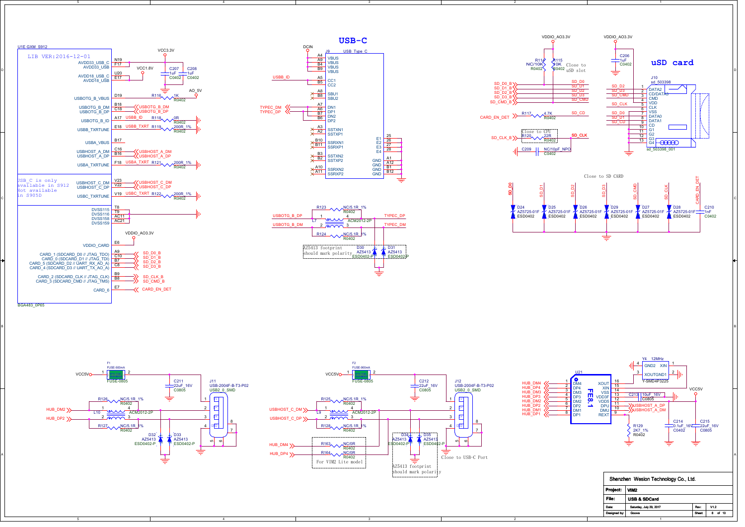## USB-C

## uSD card

**U1E GXM_S912**

LIB VER:2016-12-01

| Pin | Signal | Net |
|---|---|---|
| N19 / F17 | AVDD33_USB_C / AVDD33_USB | VCC3.3V |
| U20 / E17 | AVDD18_USB_C / AVDD18_USB | VCC1.8V |
| D19 | USBOTG_B_VBUS | R116 1K R0402 — AO_5V |
| B18 | USBOTG_B_DM | USBOTG_B_DM |
| C18 | USBOTG_B_DP | USBOTG_B_DP |
| A17 | USBOTG_B_ID | USBB_ID — R118 0R R0402 |
| E18 | USBB_TXRTUNE | USBB_TXRT — R119 200R_1% R0402 |
| B17 | USBA_VBUS | |
| C16 | USBHOST_A_DM | USBHOST_A_DM |
| B16 | USBHOST_A_DP | USBHOST_A_DP |
| F18 | USBA_TXRTUNE | USBA_TXRT — R121 200R_1% R0402 |
| V23 | USBHOST_C_DM | USBHOST_C_DM |
| V22 | USBHOST_C_DP | USBHOST_C_DP |
| V19 | USBC_TXRTUNE | USBC_TXRT — R122 200R_1% R0402 |
| T8 / T9 / AC11 / AC21 | DVSS115 / DVSS116 / DVSS158 / DVSS159 | |
| E6 | VDDIO_CARD | VDDIO_AO3.3V |
| A9 | CARD_1 (SDCARD_D0 // JTAG_TDO) | SD_D0_B |
| C10 | CARD_0 (SDCARD_D1 // JTAG_TDI) | SD_D1_B |
| B7 | CARD_5 (SDCARD_D2 // UART_RX_AO_A) | SD_D2_B |
| C8 | CARD_4 (SDCARD_D3 // UART_TX_AO_A) | SD_D3_B |
| B9 | CARD_2 (SDCARD_CLK // JTAG_CLK) | SD_CLK_B |
| B8 | CARD_3 (SDCARD_CMD // JTAG_TMS) | SD_CMD_B |
| E7 | CARD_6 | CARD_EN_DET |

USB_C is only available in S912
Not available in S905D

C207 1uF C0402, C208 1uF C0402

BGA483_0P65

**J9 USB_Type_C** (DCIN)

| Pin | Signal | Net |
|---|---|---|
| A4, A9, B4, B9 | VBUS | DCIN |
| A5 | CC1 | USBB_ID |
| B5 | CC2 | |
| A8 | SBU1 | |
| B8 | SBU2 | |
| A7 | DN1 | TYPEC_DM |
| A6 | DP1 | TYPEC_DP |
| B7 | DN2 | |
| B6 | DP2 | |
| A3 / A2 | SSTXN1 / SSTXP1 | |
| B10 / B11 | SSRXN1 / SSRXP1 | |
| B3 / B2 | SSTXN2 / SSTXP2 | |
| A10 / A11 | SSRXN2 / SSRXP2 | |
| 25, 26, 27, 28 | E1, E2, E3, E4 | GND |
| A1, A12, B1, B12 | GND | GND |

USBOTG_B_DP / USBOTG_B_DM — L7 ACM2012-2P — TYPEC_DP / TYPEC_DM; R123 NC/5.1R_1% R0402, R124 NC/5.1R_1% R0402

D30 AZ5413 ESD0402-P, D31 AZ5413 ESD0402-P

AZ5413 footprint should mark polarity

**uSD card** (VDDIO_AO3.3V)

R114 NC/10K R0402, R115 10K R0402 — Close to uSD slot

C206 1uF C0402

| Net | Net |
|---|---|
| SD_D0_B | SD_D0 |
| SD_D1_B | SD_D1 |
| SD_D2_B | SD_D2 |
| SD_D3_B | SD_D3 |
| SD_CMD_B | SD_CMD |
| CARD_EN_DET — R117 4.7K R0402 | SD_CD |
| SD_CLK_B — R120 22R R0402 (Close to CPU) | SD_CLK |

C209 NC/10pF_NPO C0402

**J10 sd_503398**

| Pin | Signal | Net |
|---|---|---|
| 1 | DATA2 | SD_D2 |
| 2 | CD/DATA3 | SD_D3 |
| 3 | CMD | SD_CMD |
| 4 | VDD | |
| 5 | CLK | SD_CLK |
| 6 | VSS | |
| 7 | DATA0 | SD_D0 |
| 8 | DATA1 | SD_D1 |
| 9 | CD | SD_CD |
| 10–13 | G1, G2, G3, G4 | |

sd_503398_001

Close to SD CARD

D24, D25, D26, D29, D27, D28: AZ5725-01F ESD0402 (SD_D0, SD_D1, SD_D2, SD_D3, SD_CMD, SD_CLK); C210 1nF C0402 (CARD_EN_DET)

**J11 USB-2004F-B-T3-P02 USB2_0_SMD**

F1 FUSE-500mA FUSE-0805, VCC5V; C211 22uF_16V C0805

HUB_DM2 / HUB_DP2 — L10 ACM2012-2P; R126 NC/5.1R_1% R0402, R127 NC/5.1R_1% R0402

D32 AZ5413 ESD0402-P, D33 AZ5413 ESD0402-P

**J12 USB-2004F-B-T3-P02 USB2_0_SMD**

F2 FUSE-900mA FUSE-0805, VCC5V; C212 22uF_16V C0805

USBHOST_C_DM / USBHOST_C_DP — L9 ACM2012-2P; R125 NC/5.1R_1% R0402, R128 NC/5.1R_1% R0402

HUB_DM4 — R163 NC/0R R0402; HUB_DP4 — R164 NC/0R R0402 — For VIM2 Lite model

D34 AZ5413 ESD0402-P, D35 AZ5413 ESD0402-P

AZ5413 footprint should mark polarity

Close to USB-C Port

**U21 FE8.1**

| Pin | Signal | Net |
|---|---|---|
| 1 | DM4 | HUB_DM4 |
| 2 | DP4 | HUB_DP4 |
| 3 | DM3 | HUB_DM3 |
| 4 | DP3 | HUB_DP3 |
| 5 | DM2 | HUB_DM2 |
| 6 | DP2 | HUB_DP2 |
| 7 | DM1 | HUB_DM1 |
| 8 | DP1 | HUB_DP1 |
| 16 | XOUT | Y4 |
| 15 | XIN | Y4 |
| 14 | VSS | |
| 13 | VDD3F | C213 10uF_16V C0805 |
| 12 | VDD5 | VCC5V |
| 11 | DPU | USBHOST_A_DP |
| 10 | DMU | USBHOST_A_DM |
| 9 | REXT | R129 2K7_1% R0402 |

Y4 12MHz Y-SMD4P3225 (XIN, GND1, XOUT, GND2)

C214 0.1uF_16V C0402, C215 22uF_16V C0805

| | |
|---|---|
| Shenzhen Wesion Technology Co., Ltd. | |
| Project: | VIM2 |
| File: | USB & SDCard |
| Date: | Saturday, July 29, 2017 |
| Rev: | V1.2 |
| Designed by: | Gouwa |
| Sheet | 8 of 10 |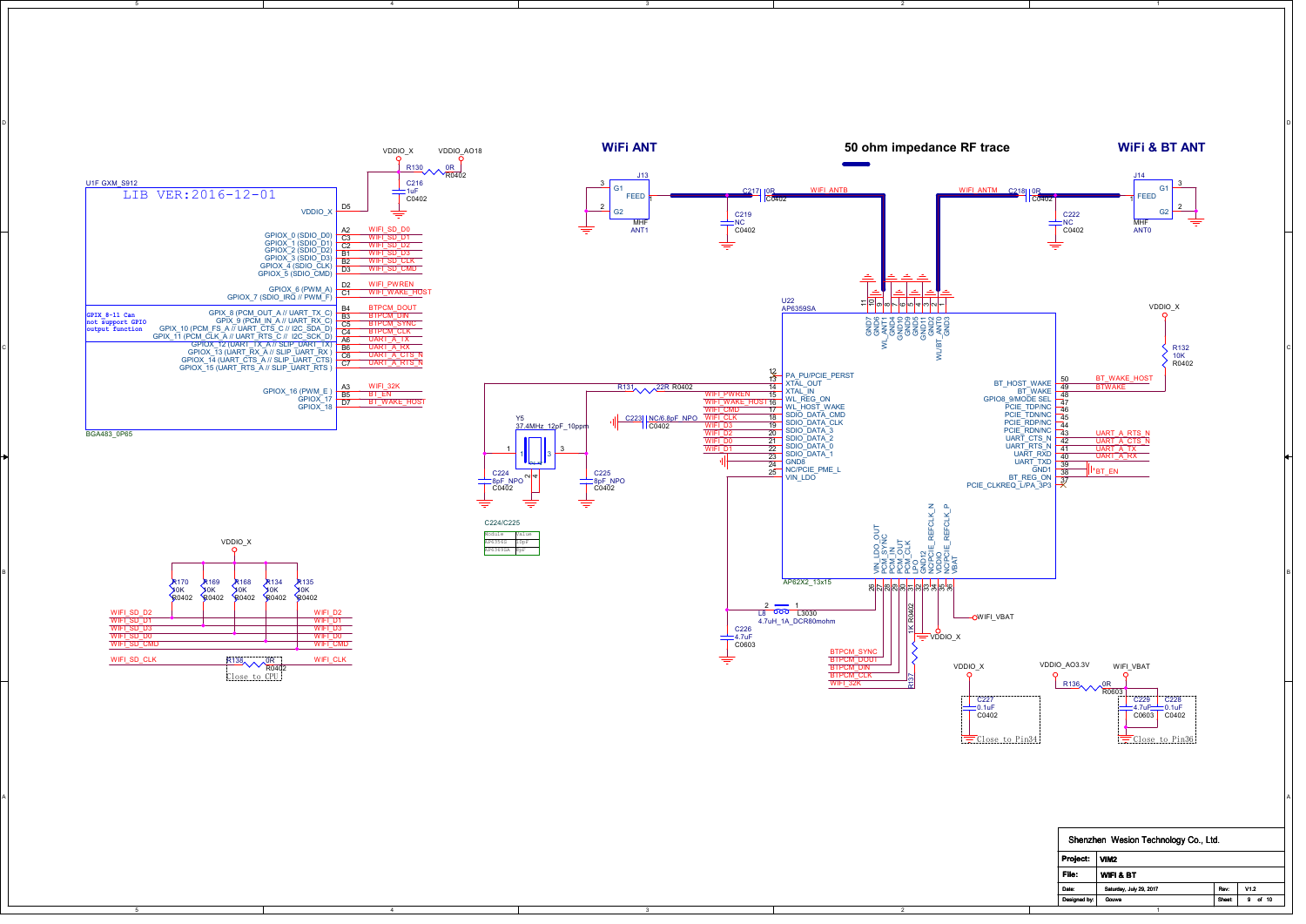## WiFi ANT

## 50 ohm impedance RF trace

## WiFi & BT ANT

U1F GXM_S912

LIB VER:2016-12-01

VDDIO_X — D5

| Pin | Function | Net |
|---|---|---|
| A2 | GPIOX_0 (SDIO_D0) | WIFI_SD_D0 |
| C3 | GPIOX_1 (SDIO_D1) | WIFI_SD_D1 |
| C2 | GPIOX_2 (SDIO_D2) | WIFI_SD_D2 |
| B1 | GPIOX_3 (SDIO_D3) | WIFI_SD_D3 |
| B2 | GPIOX_4 (SDIO_CLK) | WIFI_SD_CLK |
| D3 | GPIOX_5 (SDIO_CMD) | WIFI_SD_CMD |
| D2 | GPIOX_6 (PWM_A) | WIFI_PWREN |
| C1 | GPIOX_7 (SDIO_IRQ // PWM_F) | WIFI_WAKE_HOST |
| B4 | GPIX_8 (PCM_OUT_A // UART_TX_C) | BTPCM_DOUT |
| B3 | GPIX_9 (PCM_IN_A // UART_RX_C) | BTPCM_DIN |
| C5 | GPIX_10 (PCM_FS_A // UART_CTS_C // I2C_SDA_D) | BTPCM_SYNC |
| C4 | GPIX_11 (PCM_CLK_A // UART_RTS_C // I2C_SCK_D) | BTPCM_CLK |
| A6 | GPIOX_12 (UART_TX_A // SLIP_UART_TX) | UART_A_TX |
| B6 | GPIOX_13 (UART_RX_A // SLIP_UART_RX) | UART_A_RX |
| C6 | GPIOX_14 (UART_CTS_A // SLIP_UART_CTS) | UART_A_CTS_N |
| C7 | GPIOX_15 (UART_RTS_A // SLIP_UART_RTS) | UART_A_RTS_N |
| A3 | GPIOX_16 (PWM_E) | WIFI_32K |
| B5 | GPIOX_17 | BT_EN |
| D7 | GPIOX_18 | BT_WAKE_HOST |

GPIX_8-11 Can not support GPIO output function

BGA483_0P65

VDDIO_X, VDDIO_AO18, R130 0R R0402, C216 1uF C0402

J13 G1 FEED G2 MHF ANT1; C217 0R C0402; C219 NC C0402; WIFI_ANTB

J14 G1 FEED G2 MHF ANT0; C218 0R C0402; C222 NC C0402; WIFI_ANTM

U22 AP6359SA

| Pin | Function | Net |
|---|---|---|
| 12, 13 | PA_PU/PCIE_PERST | |
| 14 | XTAL_OUT | R131 22R R0402 |
| 15 | XTAL_IN | |
| 16 | WL_REG_ON | WIFI_PWREN |
| 17 | WL_HOST_WAKE | WIFI_WAKE_HOST |
| 18 | SDIO_DATA_CMD | WIFI_CMD |
| 19 | SDIO_DATA_CLK | WIFI_CLK |
| 20 | SDIO_DATA_3 | WIFI_D3 |
| 21 | SDIO_DATA_2 | WIFI_D2 |
| 22 | SDIO_DATA_0 | WIFI_D0 |
| 23 | SDIO_DATA_1 | WIFI_D1 |
| 24 | GND8 | |
| 25 | NC/PCIE_PME_L | |
| | VIN_LDO | |
| 50 | BT_HOST_WAKE | BT_WAKE_HOST |
| 49 | BT_WAKE | BTWAKE |
| 48 | GPIO8_9/MODE SEL | |
| 47 | PCIE_TDP/NC | |
| 46 | PCIE_TDN/NC | |
| 45 | PCIE_RDP/NC | |
| 44 | PCIE_RDN/NC | |
| 43 | UART_CTS_N | UART_A_RTS_N |
| 42 | UART_RTS_N | UART_A_CTS_N |
| 41 | UART_RXD | UART_A_TX |
| 40 | UART_TXD | UART_A_RX |
| 39 | GND1 | |
| 38 | BT_REG_ON | BT_EN |
| 37 | PCIE_CLKREQ_L/PA_3P3 | |
| 26 | VIN_LDO_OUT | |
| 27 | PCM_SYNC | BTPCM_SYNC |
| 28 | PCM_IN | BTPCM_DOUT |
| 29 | PCM_OUT | BTPCM_DIN |
| 30 | PCM_CLK | BTPCM_CLK |
| 31 | LPO | WIFI_32K |
| 32 | GND12 | |
| 33 | NC/PCIE_REFCLK_N | |
| 34 | VDDIO | VDDIO_X |
| 35 | NC/PCIE_REFCLK_P | |
| 36 | VBAT | WIFI_VBAT |

Top pins: 11 GND7, 10 GND6, 9 WL_ANT1, 8 GND4, 7 GND10, 6 GND9, 5 GND5, 4 GND11, 3 GND2, 2 WL/BT_ANT0, 1 GND3

AP62X2_13x15

VDDIO_X, R132 10K R0402

Y5 37.4MHz_12pF_10ppm; C223 NC/6.8pF_NPO C0402; C224 8pF_NPO C0402; C225 8pF_NPO C0402

C224/C225

| Module | Value |
|---|---|
| AP6354S | 15pF |
| AP6359SA | 8pF |

L8 4.7uH_1A_DCR80mohm L3030; C226 4.7uF C0603; R137 1K R0402

VDDIO_X: C227 0.1uF C0402 — Close to Pin34

VDDIO_AO3.3V, R136 0R R0603, WIFI_VBAT: C229 4.7uF C0603, C228 0.1uF C0402 — Close to Pin36

VDDIO_X pull-ups: R170, R169, R168, R134, R135 10K R0402

| Net | Net |
|---|---|
| WIFI_SD_D2 | WIFI_D2 |
| WIFI_SD_D1 | WIFI_D1 |
| WIFI_SD_D3 | WIFI_D3 |
| WIFI_SD_D0 | WIFI_D0 |
| WIFI_SD_CMD | WIFI_CMD |
| WIFI_SD_CLK (R138 0R R0402, Close to CPU) | WIFI_CLK |

| Shenzhen Wesion Technology Co., Ltd. | | | |
|---|---|---|---|
| Project: | VIM2 | | |
| File: | WIFI & BT | | |
| Date: | Saturday, July 29, 2017 | Rev: | V1.2 |
| Designed by: | Gouwa | Sheet | 9 of 10 |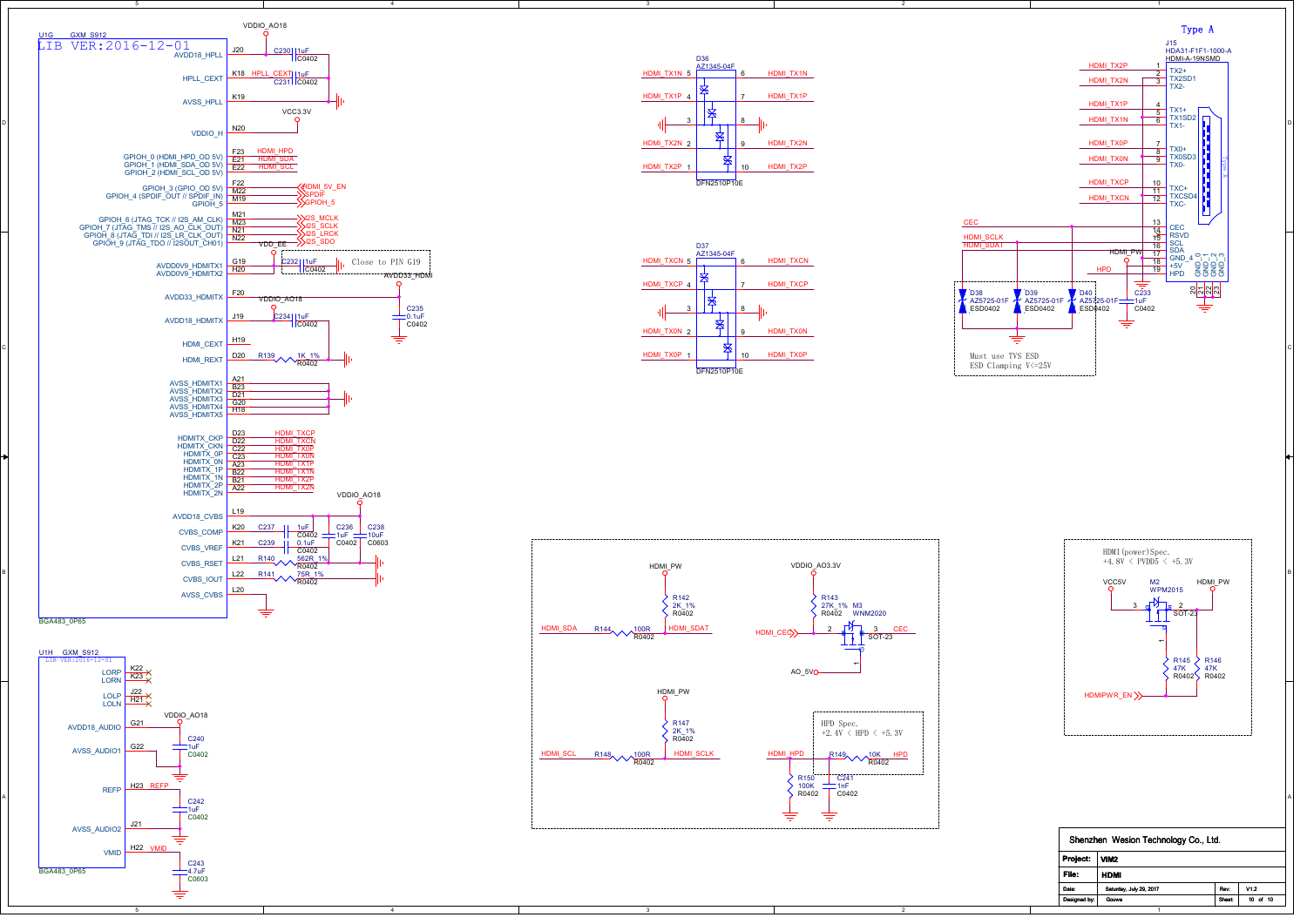U1G GXM_S912
LIB VER:2016-12-01

AVDD18_HPLL J20 — VDDIO_AO18, C230 1uF C0402
HPLL_CEXT K18 HPLL_CEXT C231 1uF C0402
AVSS_HPLL K19
VDDIO_H N20 — VCC3.3V

GPIO_0 (HDMI_HPD_OD 5V) F23 HDMI_HPD
GPIO_1 (HDMI_SDA_OD 5V) E21 HDMI_SDA
GPIO_2 (HDMI_SCL_OD 5V) E22 HDMI_SCL

GPIO_3 (GPIO_OD 5V) F22 HDMI_5V_EN
GPIO_4 (SPDIF_OUT // SPDIF_IN) M22 SPDIF
GPIO_5 M19 GPIO_5

GPIO_6 (JTAG_TCK // I2S_AM_CLK) M21 I2S_MCLK
GPIO_7 (JTAG_TMS // I2S_AO_CLK_OUT) M23 I2S_SCLK
GPIO_8 (JTAG_TDI // I2S_LR_CLK_OUT) N21 I2S_LRCK
GPIO_9 (JTAG_TDO // I2SOUT_CH01) N22 I2S_SDO

VDD_EE
AVDD0V9_HDMITX1 G19
AVDD0V9_HDMITX2 H20 — C232 1uF C0402 — Close to PIN G19

AVDD33_HDMITX F20 — AVDD33_HDMI, C235 0.1uF C0402
AVDD18_HDMITX J19 — VDDIO_AO18, C234 1uF C0402
HDMI_CEXT H19
HDMI_REXT D20 — R139 1K_1% R0402

AVSS_HDMITX1 A21
AVSS_HDMITX2 B23
AVSS_HDMITX3 D21
AVSS_HDMITX4 G20
AVSS_HDMITX5 H18

HDMITX_CKP D23 HDMI_TXCP
HDMITX_CKN D22 HDMI_TXCN
HDMITX_0P C22 HDMI_TX0P
HDMITX_0N C23 HDMI_TX0N
HDMITX_1P A23 HDMI_TX1P
HDMITX_1N B22 HDMI_TX1N
HDMITX_2P B21 HDMI_TX2P
HDMITX_2N A22 HDMI_TX2N

AVDD18_CVBS L19 — VDDIO_AO18, C236 1uF C0402, C238 10uF C0603
CVBS_COMP K20 — C237 1uF C0402
CVBS_VREF K21 — C239 0.1uF C0402
CVBS_RSET L21 — R140 562R_1% R0402
CVBS_IOUT L22 — R141 75R_1% R0402
AVSS_CVBS L20

BGA483_0P65

U1H GXM_S912
LIB VER:2016-12-01

LORP K22
LORN K23
LOLP J22
LOLN H21
AVDD18_AUDIO G21 — VDDIO_AO18, C240 1uF C0402
AVSS_AUDIO1 G22
REFP H23 REFP — C242 1uF C0402
AVSS_AUDIO2 J21
VMID H22 VMID — C243 4.7uF C0603

BGA483_0P65

D36 AZ1345-04F DFN2510P10E
HDMI_TX1N 5 — 6 HDMI_TX1N
HDMI_TX1P 4 — 7 HDMI_TX1P
3 — 8
HDMI_TX2N 2 — 9 HDMI_TX2N
HDMI_TX2P 1 — 10 HDMI_TX2P

D37 AZ1345-04F DFN2510P10E
HDMI_TXCN 5 — 6 HDMI_TXCN
HDMI_TXCP 4 — 7 HDMI_TXCP
3 — 8
HDMI_TX0N 2 — 9 HDMI_TX0N
HDMI_TX0P 1 — 10 HDMI_TX0P

Type A

J15 HDA31-F1F1-1000-A HDMI-A-19NSMD
HDMI_TX2P 1 TX2+
2 TX2SD1
HDMI_TX2N 3 TX2-
HDMI_TX1P 4 TX1+
5 TX1SD2
HDMI_TX1N 6 TX1-
HDMI_TX0P 7 TX0+
8 TX0SD3
HDMI_TX0N 9 TX0-
HDMI_TXCP 10 TXC+
11 TXCSD4
HDMI_TXCN 12 TXC-
CEC 13 CEC
14 RSVD
HDMI_SCLK 15 SCL
HDMI_SDAT 16 SDA
17 GND_4
HDMI_PW 18 +5V
HPD 19 HPD
20 GND_0, 21 GND_1, 22 GND_2, 23 GND_3
C233 1uF C0402

D38 AZ5725-01F ESD0402
D39 AZ5725-01F ESD0402
D40 AZ5725-01F ESD0402
Must use TVS ESD
ESD Clamping V<=25V

HDMI_PW — R142 2K_1% R0402
HDMI_SDA — R144 100R R0402 — HDMI_SDAT

VDDIO_AO3.3V — R143 27K_1% R0402
M3 WNM2020 SOT-23
HDMI_CEC 2 — 3 CEC
AO_5V 1

HDMI_PW — R147 2K_1% R0402
HDMI_SCL — R148 100R R0402 — HDMI_SCLK

HPD Spec.
+2.4V < HPD < +5.3V

HDMI_HPD — R149 10K R0402 — HPD
R150 100K R0402
C241 1nF C0402

HDMI(power)Spec.
+4.8V < PVDD5 < +5.3V

VCC5V — M2 WPM2015 SOT-23 — HDMI_PW
3 — 2
R145 47K R0402
R146 47K R0402
HDMIPWR_EN

Shenzhen Wesion Technology Co., Ltd.

| | |
|---|---|
| Project: | VIM2 |
| File: | HDMI |
| Date: | Saturday, July 29, 2017 |
| Designed by: | Gouwa |
| Rev: | V1.2 |
| Sheet | 10 of 10 |